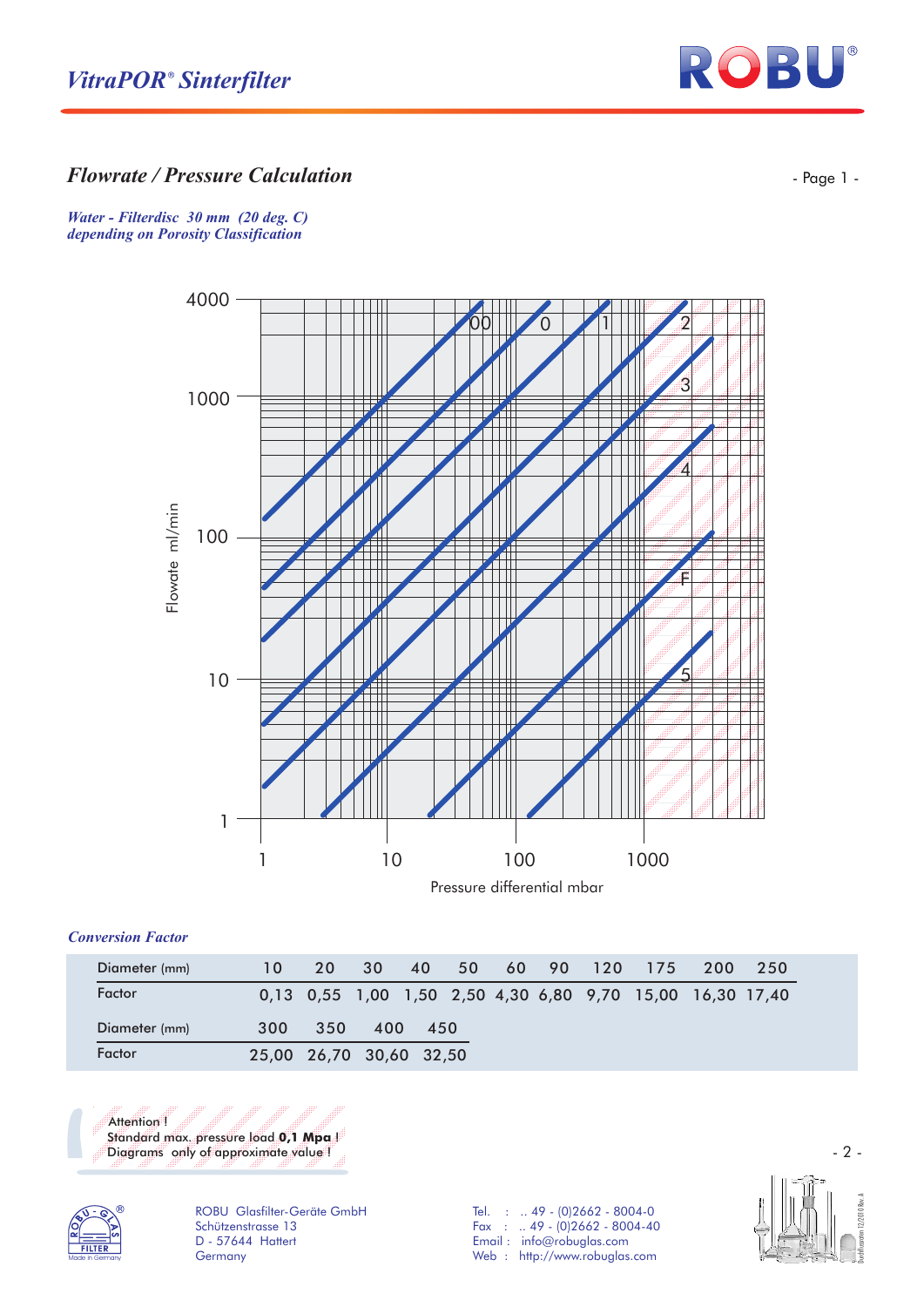# *VitraPOR® Sinterfilter*

## *Flowrate / Pressure Calculation*

*Water - Filterdisc 30 mm (20 deg. C)*
*depending on Porosity Classification*

Flowate ml/min

4000
1000
100
10
1

00
0
1
2
3
4
F
5

1
10
100
1000

Pressure differential mbar

### *Conversion Factor*

| Diameter (mm) | 10 | 20 | 30 | 40 | 50 | 60 | 90 | 120 | 175 | 200 | 250 |
|---|---|---|---|---|---|---|---|---|---|---|---|
| Factor | 0,13 | 0,55 | 1,00 | 1,50 | 2,50 | 4,30 | 6,80 | 9,70 | 15,00 | 16,30 | 17,40 |

| Diameter (mm) | 300 | 350 | 400 | 450 |
|---|---|---|---|---|
| Factor | 25,00 | 26,70 | 30,60 | 32,50 |

Attention !
Standard max. pressure load **0,1 Mpa** !
Diagrams only of approximate value !

ROBU Glasfilter-Geräte GmbH
Schützenstrasse 13
D - 57644 Hattert
Germany

Tel. : .. 49 - (0)2662 - 8004-0
Fax : .. 49 - (0)2662 - 8004-40
Email : info@robuglas.com
Web : http://www.robuglas.com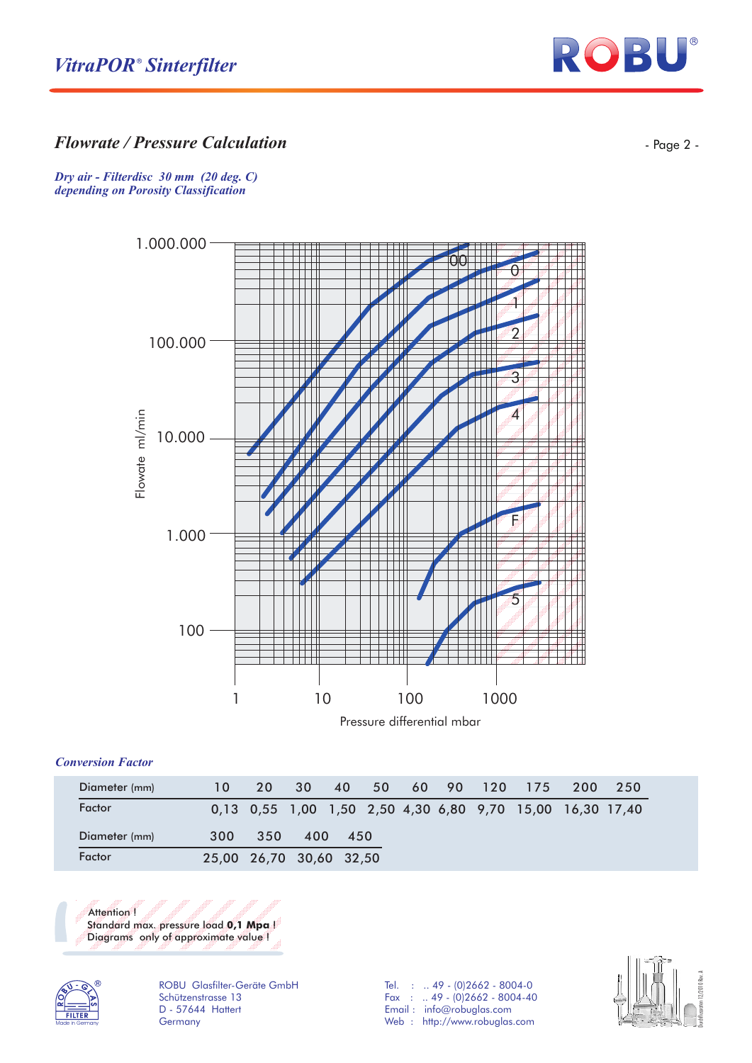## VitraPOR® Sinterfilter

### Flowrate / Pressure Calculation

- Page 2 -

*Dry air - Filterdisc 30 mm (20 deg. C)*
*depending on Porosity Classification*

1.000.000
100.000
10.000
1.000
100

Flowate ml/min

1
10
100
1000

Pressure differential mbar

00
0
1
2
3
4
F
5

### Conversion Factor

| Diameter (mm) | 10 | 20 | 30 | 40 | 50 | 60 | 90 | 120 | 175 | 200 | 250 |
|---|---|---|---|---|---|---|---|---|---|---|---|
| Factor | 0,13 | 0,55 | 1,00 | 1,50 | 2,50 | 4,30 | 6,80 | 9,70 | 15,00 | 16,30 | 17,40 |
| Diameter (mm) | 300 | 350 | 400 | 450 | | | | | | | |
| Factor | 25,00 | 26,70 | 30,60 | 32,50 | | | | | | | |

Attention !
Standard max. pressure load **0,1 Mpa** !
Diagrams only of approximate value !

ROBU Glasfilter-Geräte GmbH
Schützenstrasse 13
D - 57644 Hattert
Germany

Tel. : .. 49 - (0)2662 - 8004-0
Fax : .. 49 - (0)2662 - 8004-40
Email : info@robuglas.com
Web : http://www.robuglas.com